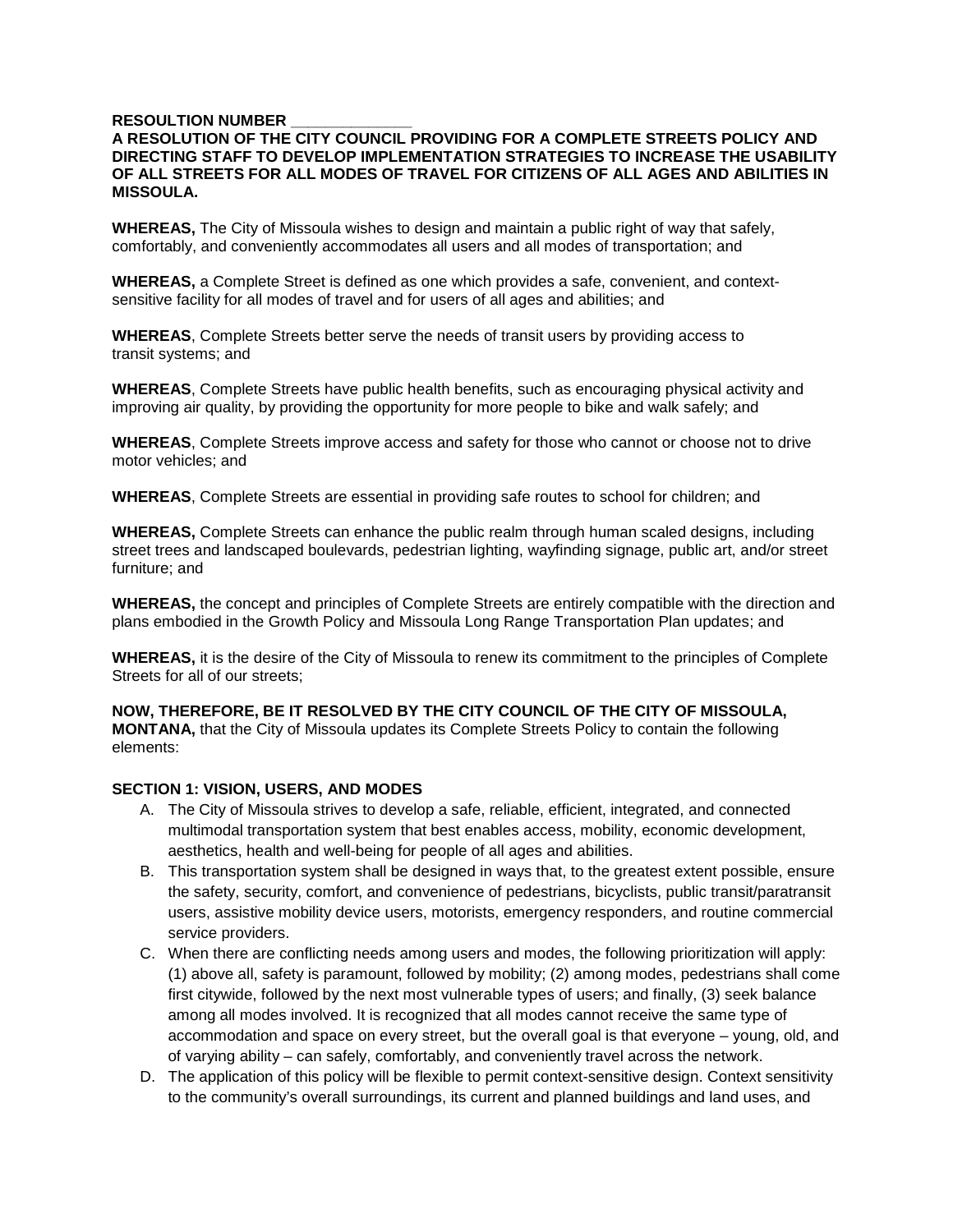**RESOLTION NUMBER \_\_\_\_\_\_\_\_\_\_\_\_\_\_**

**A RESOLUTION OF THE CITY COUNCIL PROVIDING FOR A COMPLETE STREETS POLICY AND DIRECTING STAFF TO DEVELOP IMPLEMENTATION STRATEGIES TO INCREASE THE USABILITY OF ALL STREETS FOR ALL MODES OF TRAVEL FOR CITIZENS OF ALL AGES AND ABILITIES IN MISSOULA.**

**WHEREAS,** The City of Missoula wishes to design and maintain a public right of way that safely, comfortably, and conveniently accommodates all users and all modes of transportation; and

**WHEREAS,** a Complete Street is defined as one which provides a safe, convenient, and context-sensitive facility for all modes of travel and for users of all ages and abilities; and

**WHEREAS**, Complete Streets better serve the needs of transit users by providing access to transit systems; and

**WHEREAS**, Complete Streets have public health benefits, such as encouraging physical activity and improving air quality, by providing the opportunity for more people to bike and walk safely; and

**WHEREAS**, Complete Streets improve access and safety for those who cannot or choose not to drive motor vehicles; and

**WHEREAS**, Complete Streets are essential in providing safe routes to school for children; and

**WHEREAS,** Complete Streets can enhance the public realm through human scaled designs, including street trees and landscaped boulevards, pedestrian lighting, wayfinding signage, public art, and/or street furniture; and

**WHEREAS,** the concept and principles of Complete Streets are entirely compatible with the direction and plans embodied in the Growth Policy and Missoula Long Range Transportation Plan updates; and

**WHEREAS,** it is the desire of the City of Missoula to renew its commitment to the principles of Complete Streets for all of our streets;

**NOW, THEREFORE, BE IT RESOLVED BY THE CITY COUNCIL OF THE CITY OF MISSOULA, MONTANA,** that the City of Missoula updates its Complete Streets Policy to contain the following elements:

**SECTION 1: VISION, USERS, AND MODES**

A. The City of Missoula strives to develop a safe, reliable, efficient, integrated, and connected multimodal transportation system that best enables access, mobility, economic development, aesthetics, health and well-being for people of all ages and abilities.

B. This transportation system shall be designed in ways that, to the greatest extent possible, ensure the safety, security, comfort, and convenience of pedestrians, bicyclists, public transit/paratransit users, assistive mobility device users, motorists, emergency responders, and routine commercial service providers.

C. When there are conflicting needs among users and modes, the following prioritization will apply: (1) above all, safety is paramount, followed by mobility; (2) among modes, pedestrians shall come first citywide, followed by the next most vulnerable types of users; and finally, (3) seek balance among all modes involved. It is recognized that all modes cannot receive the same type of accommodation and space on every street, but the overall goal is that everyone – young, old, and of varying ability – can safely, comfortably, and conveniently travel across the network.

D. The application of this policy will be flexible to permit context-sensitive design. Context sensitivity to the community's overall surroundings, its current and planned buildings and land uses, and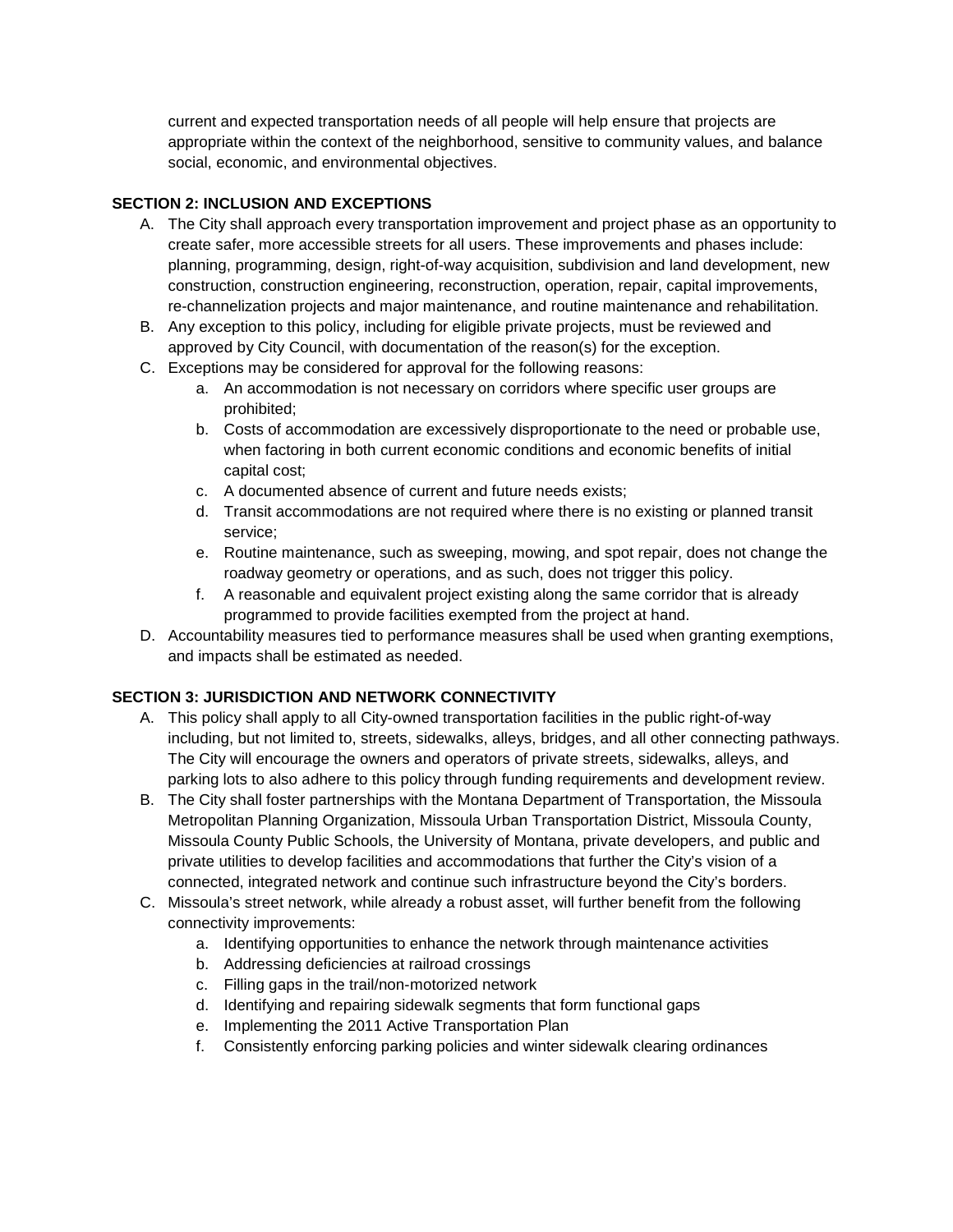current and expected transportation needs of all people will help ensure that projects are appropriate within the context of the neighborhood, sensitive to community values, and balance social, economic, and environmental objectives.

**SECTION 2: INCLUSION AND EXCEPTIONS**

A. The City shall approach every transportation improvement and project phase as an opportunity to create safer, more accessible streets for all users. These improvements and phases include: planning, programming, design, right-of-way acquisition, subdivision and land development, new construction, construction engineering, reconstruction, operation, repair, capital improvements, re-channelization projects and major maintenance, and routine maintenance and rehabilitation.

B. Any exception to this policy, including for eligible private projects, must be reviewed and approved by City Council, with documentation of the reason(s) for the exception.

C. Exceptions may be considered for approval for the following reasons:
   a. An accommodation is not necessary on corridors where specific user groups are prohibited;
   b. Costs of accommodation are excessively disproportionate to the need or probable use, when factoring in both current economic conditions and economic benefits of initial capital cost;
   c. A documented absence of current and future needs exists;
   d. Transit accommodations are not required where there is no existing or planned transit service;
   e. Routine maintenance, such as sweeping, mowing, and spot repair, does not change the roadway geometry or operations, and as such, does not trigger this policy.
   f. A reasonable and equivalent project existing along the same corridor that is already programmed to provide facilities exempted from the project at hand.

D. Accountability measures tied to performance measures shall be used when granting exemptions, and impacts shall be estimated as needed.

**SECTION 3: JURISDICTION AND NETWORK CONNECTIVITY**

A. This policy shall apply to all City-owned transportation facilities in the public right-of-way including, but not limited to, streets, sidewalks, alleys, bridges, and all other connecting pathways. The City will encourage the owners and operators of private streets, sidewalks, alleys, and parking lots to also adhere to this policy through funding requirements and development review.

B. The City shall foster partnerships with the Montana Department of Transportation, the Missoula Metropolitan Planning Organization, Missoula Urban Transportation District, Missoula County, Missoula County Public Schools, the University of Montana, private developers, and public and private utilities to develop facilities and accommodations that further the City's vision of a connected, integrated network and continue such infrastructure beyond the City's borders.

C. Missoula's street network, while already a robust asset, will further benefit from the following connectivity improvements:
   a. Identifying opportunities to enhance the network through maintenance activities
   b. Addressing deficiencies at railroad crossings
   c. Filling gaps in the trail/non-motorized network
   d. Identifying and repairing sidewalk segments that form functional gaps
   e. Implementing the 2011 Active Transportation Plan
   f. Consistently enforcing parking policies and winter sidewalk clearing ordinances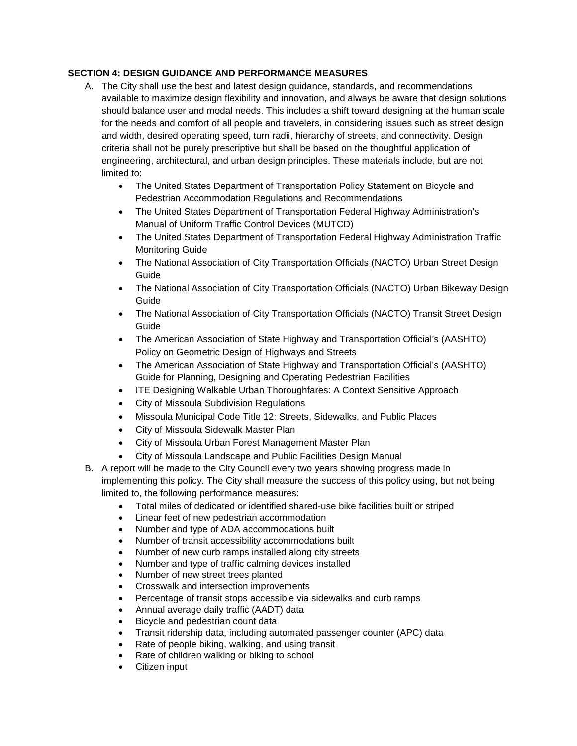**SECTION 4: DESIGN GUIDANCE AND PERFORMANCE MEASURES**

A. The City shall use the best and latest design guidance, standards, and recommendations available to maximize design flexibility and innovation, and always be aware that design solutions should balance user and modal needs. This includes a shift toward designing at the human scale for the needs and comfort of all people and travelers, in considering issues such as street design and width, desired operating speed, turn radii, hierarchy of streets, and connectivity. Design criteria shall not be purely prescriptive but shall be based on the thoughtful application of engineering, architectural, and urban design principles. These materials include, but are not limited to:
   - The United States Department of Transportation Policy Statement on Bicycle and Pedestrian Accommodation Regulations and Recommendations
   - The United States Department of Transportation Federal Highway Administration's Manual of Uniform Traffic Control Devices (MUTCD)
   - The United States Department of Transportation Federal Highway Administration Traffic Monitoring Guide
   - The National Association of City Transportation Officials (NACTO) Urban Street Design Guide
   - The National Association of City Transportation Officials (NACTO) Urban Bikeway Design Guide
   - The National Association of City Transportation Officials (NACTO) Transit Street Design Guide
   - The American Association of State Highway and Transportation Official's (AASHTO) Policy on Geometric Design of Highways and Streets
   - The American Association of State Highway and Transportation Official's (AASHTO) Guide for Planning, Designing and Operating Pedestrian Facilities
   - ITE Designing Walkable Urban Thoroughfares: A Context Sensitive Approach
   - City of Missoula Subdivision Regulations
   - Missoula Municipal Code Title 12: Streets, Sidewalks, and Public Places
   - City of Missoula Sidewalk Master Plan
   - City of Missoula Urban Forest Management Master Plan
   - City of Missoula Landscape and Public Facilities Design Manual

B. A report will be made to the City Council every two years showing progress made in implementing this policy. The City shall measure the success of this policy using, but not being limited to, the following performance measures:
   - Total miles of dedicated or identified shared-use bike facilities built or striped
   - Linear feet of new pedestrian accommodation
   - Number and type of ADA accommodations built
   - Number of transit accessibility accommodations built
   - Number of new curb ramps installed along city streets
   - Number and type of traffic calming devices installed
   - Number of new street trees planted
   - Crosswalk and intersection improvements
   - Percentage of transit stops accessible via sidewalks and curb ramps
   - Annual average daily traffic (AADT) data
   - Bicycle and pedestrian count data
   - Transit ridership data, including automated passenger counter (APC) data
   - Rate of people biking, walking, and using transit
   - Rate of children walking or biking to school
   - Citizen input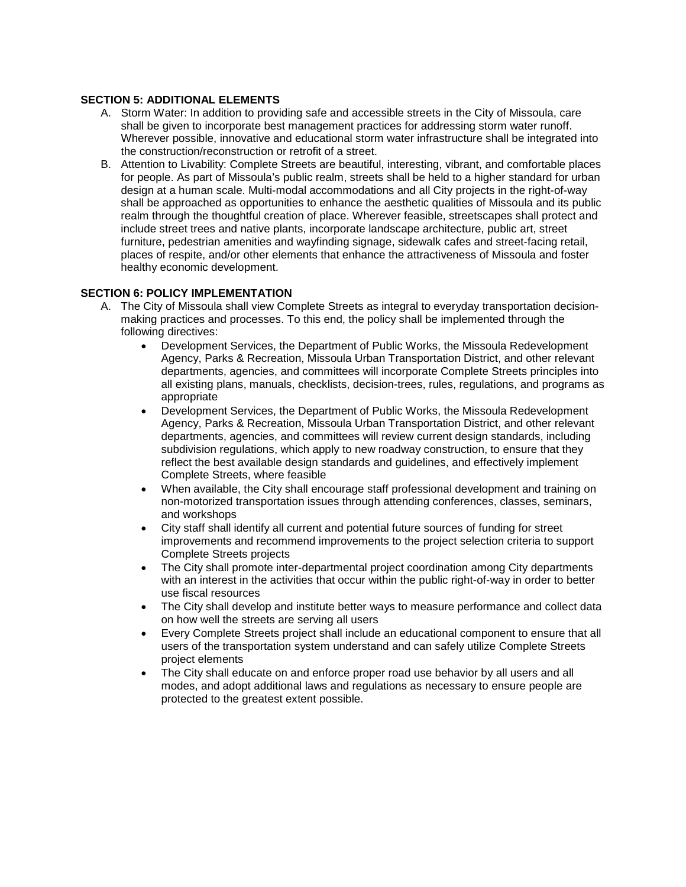**SECTION 5: ADDITIONAL ELEMENTS**

A. Storm Water: In addition to providing safe and accessible streets in the City of Missoula, care shall be given to incorporate best management practices for addressing storm water runoff. Wherever possible, innovative and educational storm water infrastructure shall be integrated into the construction/reconstruction or retrofit of a street.

B. Attention to Livability: Complete Streets are beautiful, interesting, vibrant, and comfortable places for people. As part of Missoula's public realm, streets shall be held to a higher standard for urban design at a human scale. Multi-modal accommodations and all City projects in the right-of-way shall be approached as opportunities to enhance the aesthetic qualities of Missoula and its public realm through the thoughtful creation of place. Wherever feasible, streetscapes shall protect and include street trees and native plants, incorporate landscape architecture, public art, street furniture, pedestrian amenities and wayfinding signage, sidewalk cafes and street-facing retail, places of respite, and/or other elements that enhance the attractiveness of Missoula and foster healthy economic development.

**SECTION 6: POLICY IMPLEMENTATION**

A. The City of Missoula shall view Complete Streets as integral to everyday transportation decision-making practices and processes. To this end, the policy shall be implemented through the following directives:
   - Development Services, the Department of Public Works, the Missoula Redevelopment Agency, Parks & Recreation, Missoula Urban Transportation District, and other relevant departments, agencies, and committees will incorporate Complete Streets principles into all existing plans, manuals, checklists, decision-trees, rules, regulations, and programs as appropriate
   - Development Services, the Department of Public Works, the Missoula Redevelopment Agency, Parks & Recreation, Missoula Urban Transportation District, and other relevant departments, agencies, and committees will review current design standards, including subdivision regulations, which apply to new roadway construction, to ensure that they reflect the best available design standards and guidelines, and effectively implement Complete Streets, where feasible
   - When available, the City shall encourage staff professional development and training on non-motorized transportation issues through attending conferences, classes, seminars, and workshops
   - City staff shall identify all current and potential future sources of funding for street improvements and recommend improvements to the project selection criteria to support Complete Streets projects
   - The City shall promote inter-departmental project coordination among City departments with an interest in the activities that occur within the public right-of-way in order to better use fiscal resources
   - The City shall develop and institute better ways to measure performance and collect data on how well the streets are serving all users
   - Every Complete Streets project shall include an educational component to ensure that all users of the transportation system understand and can safely utilize Complete Streets project elements
   - The City shall educate on and enforce proper road use behavior by all users and all modes, and adopt additional laws and regulations as necessary to ensure people are protected to the greatest extent possible.